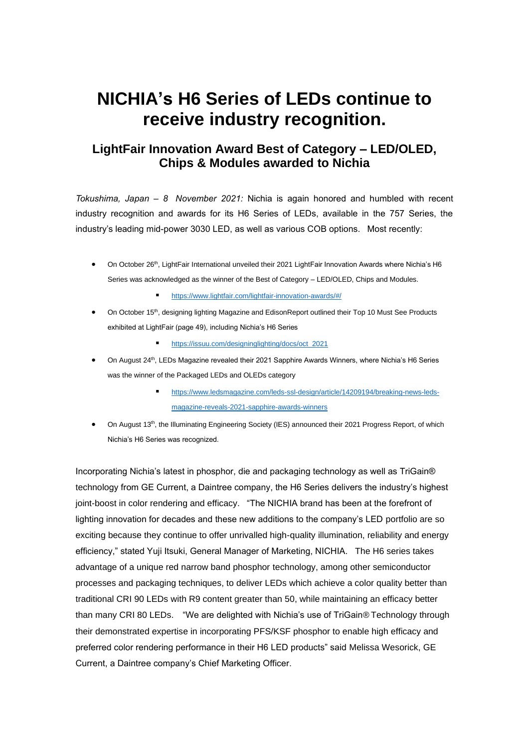# NICHIA's H6 Series of LEDs continue to receive industry recognition.

## LightFair Innovation Award Best of Category – LED/OLED, Chips & Modules awarded to Nichia

*Tokushima, Japan – 8 November 2021:* Nichia is again honored and humbled with recent industry recognition and awards for its H6 Series of LEDs, available in the 757 Series, the industry's leading mid-power 3030 LED, as well as various COB options. Most recently:

- On October 26th, LightFair International unveiled their 2021 LightFair Innovation Awards where Nichia's H6 Series was acknowledged as the winner of the Best of Category – LED/OLED, Chips and Modules.
    - https://www.lightfair.com/lightfair-innovation-awards/#/
- On October 15th, designing lighting Magazine and EdisonReport outlined their Top 10 Must See Products exhibited at LightFair (page 49), including Nichia's H6 Series
    - https://issuu.com/designinglighting/docs/oct_2021
- On August 24th, LEDs Magazine revealed their 2021 Sapphire Awards Winners, where Nichia's H6 Series was the winner of the Packaged LEDs and OLEDs category
    - https://www.ledsmagazine.com/leds-ssl-design/article/14209194/breaking-news-leds-magazine-reveals-2021-sapphire-awards-winners
- On August 13th, the Illuminating Engineering Society (IES) announced their 2021 Progress Report, of which Nichia's H6 Series was recognized.

Incorporating Nichia's latest in phosphor, die and packaging technology as well as TriGain® technology from GE Current, a Daintree company, the H6 Series delivers the industry's highest joint-boost in color rendering and efficacy. "The NICHIA brand has been at the forefront of lighting innovation for decades and these new additions to the company's LED portfolio are so exciting because they continue to offer unrivalled high-quality illumination, reliability and energy efficiency," stated Yuji Itsuki, General Manager of Marketing, NICHIA. The H6 series takes advantage of a unique red narrow band phosphor technology, among other semiconductor processes and packaging techniques, to deliver LEDs which achieve a color quality better than traditional CRI 90 LEDs with R9 content greater than 50, while maintaining an efficacy better than many CRI 80 LEDs. "We are delighted with Nichia's use of TriGain® Technology through their demonstrated expertise in incorporating PFS/KSF phosphor to enable high efficacy and preferred color rendering performance in their H6 LED products" said Melissa Wesorick, GE Current, a Daintree company's Chief Marketing Officer.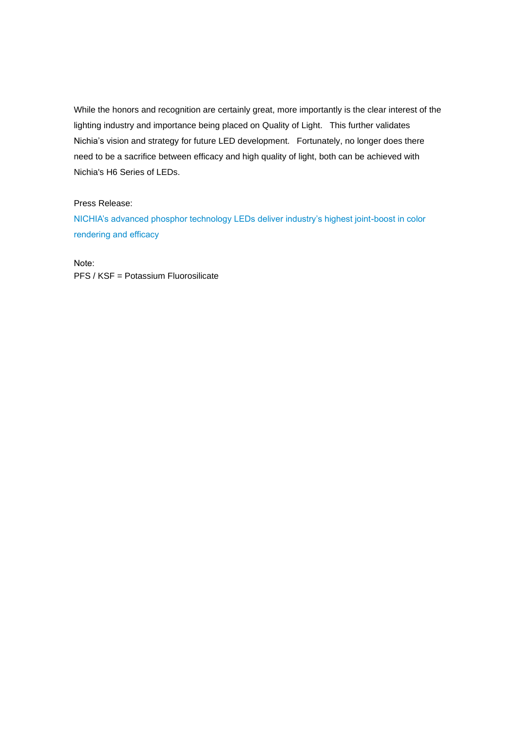While the honors and recognition are certainly great, more importantly is the clear interest of the lighting industry and importance being placed on Quality of Light. This further validates Nichia's vision and strategy for future LED development. Fortunately, no longer does there need to be a sacrifice between efficacy and high quality of light, both can be achieved with Nichia's H6 Series of LEDs.

Press Release:
NICHIA's advanced phosphor technology LEDs deliver industry's highest joint-boost in color rendering and efficacy

Note:
PFS / KSF = Potassium Fluorosilicate